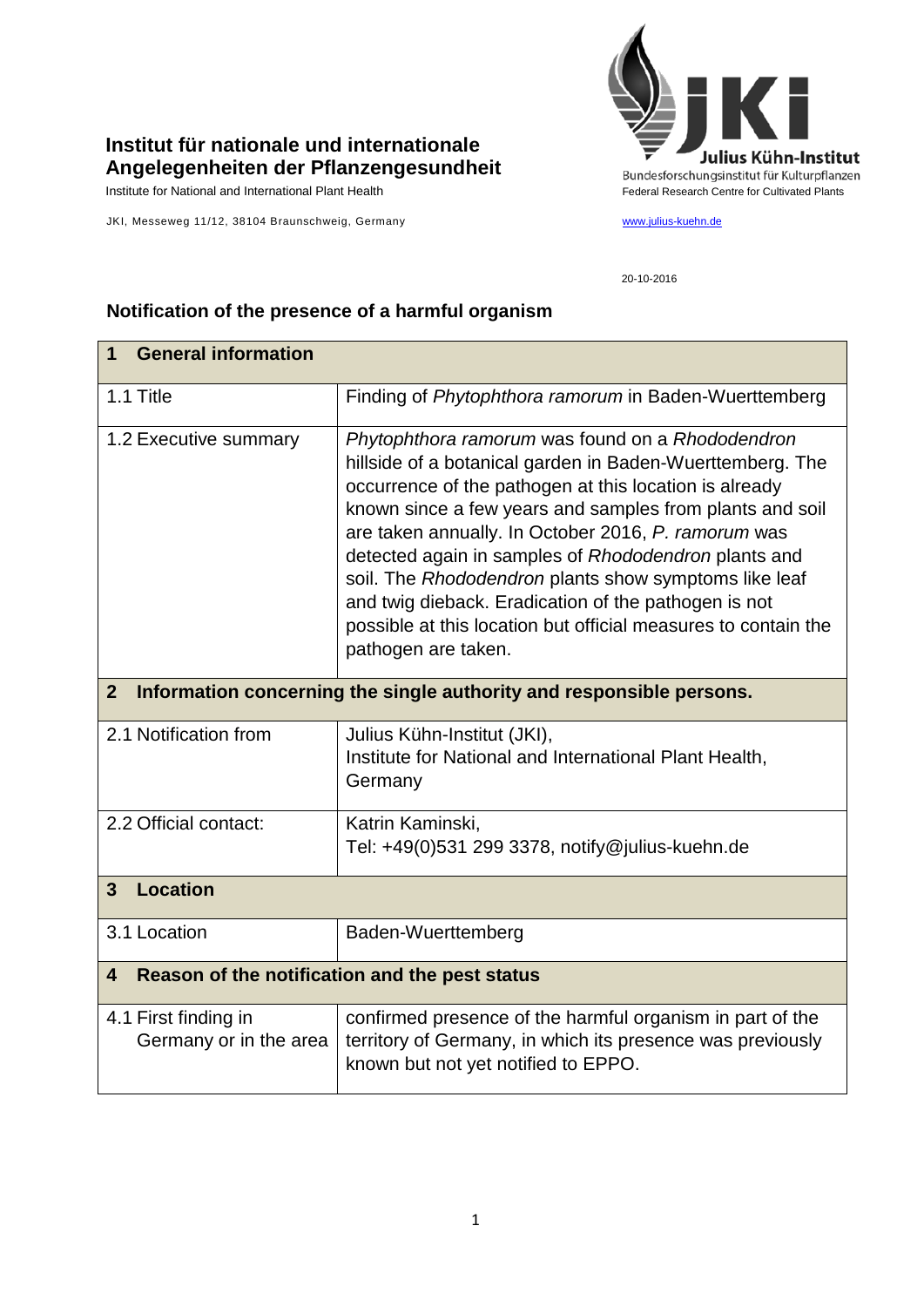**Institut für nationale und internationale Angelegenheiten der Pflanzengesundheit**

Institute for National and International Plant Health

JKI, Messeweg 11/12, 38104 Braunschweig, Germany

Julius Kühn-Institut
Bundesforschungsinstitut für Kulturpflanzen
Federal Research Centre for Cultivated Plants

www.julius-kuehn.de

20-10-2016

## Notification of the presence of a harmful organism

| | |
|---|---|
| **1 General information** | |
| 1.1 Title | Finding of *Phytophthora ramorum* in Baden-Wuerttemberg |
| 1.2 Executive summary | *Phytophthora ramorum* was found on a *Rhododendron* hillside of a botanical garden in Baden-Wuerttemberg. The occurrence of the pathogen at this location is already known since a few years and samples from plants and soil are taken annually. In October 2016, *P. ramorum* was detected again in samples of *Rhododendron* plants and soil. The *Rhododendron* plants show symptoms like leaf and twig dieback. Eradication of the pathogen is not possible at this location but official measures to contain the pathogen are taken. |
| **2 Information concerning the single authority and responsible persons.** | |
| 2.1 Notification from | Julius Kühn-Institut (JKI),<br>Institute for National and International Plant Health, Germany |
| 2.2 Official contact: | Katrin Kaminski,<br>Tel: +49(0)531 299 3378, notify@julius-kuehn.de |
| **3 Location** | |
| 3.1 Location | Baden-Wuerttemberg |
| **4 Reason of the notification and the pest status** | |
| 4.1 First finding in Germany or in the area | confirmed presence of the harmful organism in part of the territory of Germany, in which its presence was previously known but not yet notified to EPPO. |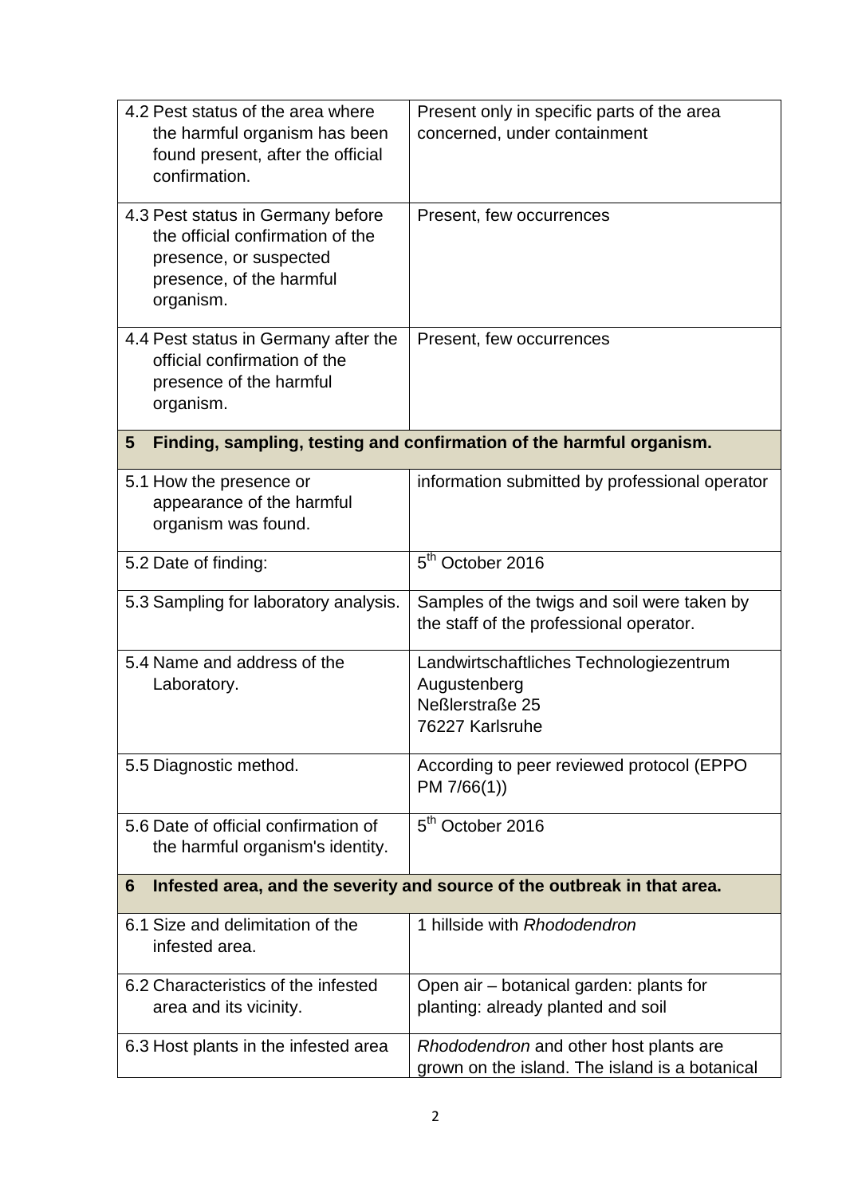| | |
|---|---|
| 4.2 Pest status of the area where the harmful organism has been found present, after the official confirmation. | Present only in specific parts of the area concerned, under containment |
| 4.3 Pest status in Germany before the official confirmation of the presence, or suspected presence, of the harmful organism. | Present, few occurrences |
| 4.4 Pest status in Germany after the official confirmation of the presence of the harmful organism. | Present, few occurrences |
| **5 Finding, sampling, testing and confirmation of the harmful organism.** | |
| 5.1 How the presence or appearance of the harmful organism was found. | information submitted by professional operator |
| 5.2 Date of finding: | 5th October 2016 |
| 5.3 Sampling for laboratory analysis. | Samples of the twigs and soil were taken by the staff of the professional operator. |
| 5.4 Name and address of the Laboratory. | Landwirtschaftliches Technologiezentrum Augustenberg<br>Neßlerstraße 25<br>76227 Karlsruhe |
| 5.5 Diagnostic method. | According to peer reviewed protocol (EPPO PM 7/66(1)) |
| 5.6 Date of official confirmation of the harmful organism's identity. | 5th October 2016 |
| **6 Infested area, and the severity and source of the outbreak in that area.** | |
| 6.1 Size and delimitation of the infested area. | 1 hillside with *Rhododendron* |
| 6.2 Characteristics of the infested area and its vicinity. | Open air – botanical garden: plants for planting: already planted and soil |
| 6.3 Host plants in the infested area | *Rhododendron* and other host plants are grown on the island. The island is a botanical |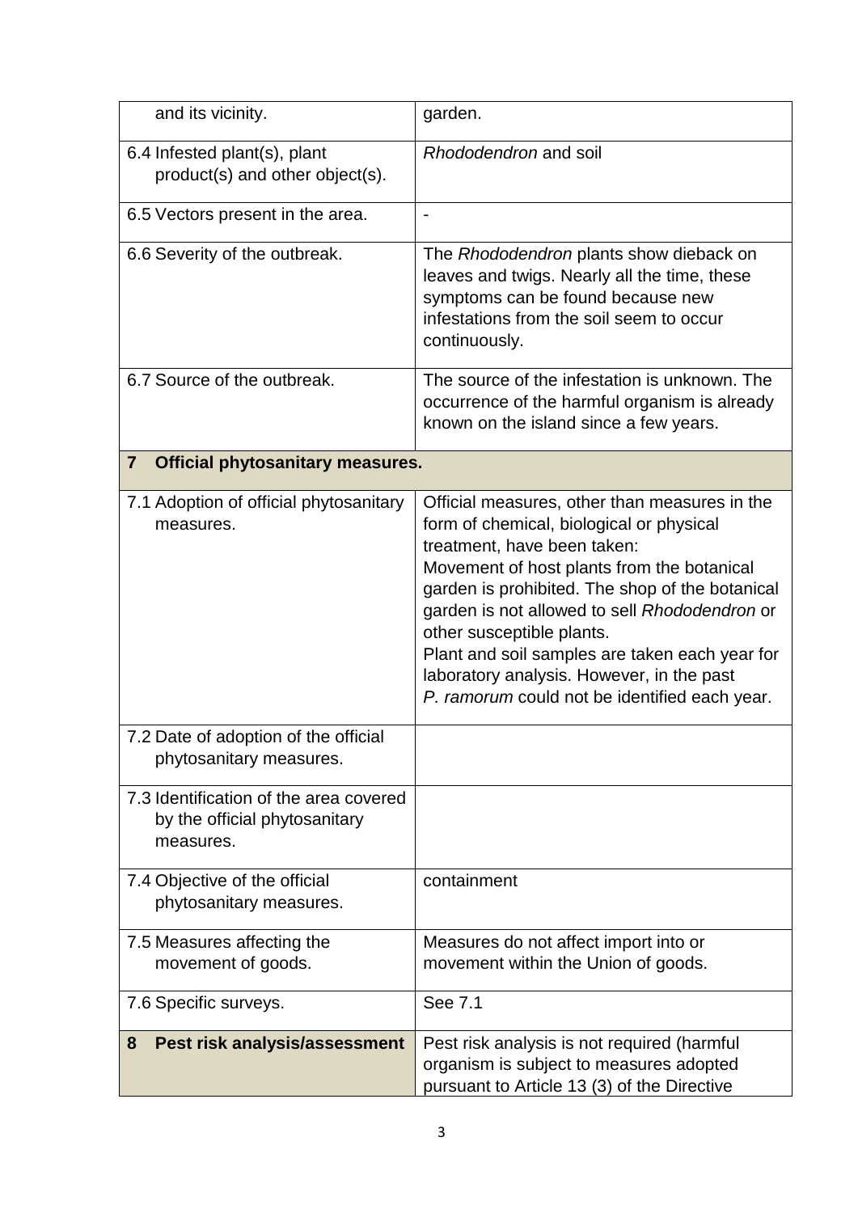| | |
|---|---|
| and its vicinity. | garden. |
| 6.4 Infested plant(s), plant product(s) and other object(s). | *Rhododendron* and soil |
| 6.5 Vectors present in the area. | - |
| 6.6 Severity of the outbreak. | The *Rhododendron* plants show dieback on leaves and twigs. Nearly all the time, these symptoms can be found because new infestations from the soil seem to occur continuously. |
| 6.7 Source of the outbreak. | The source of the infestation is unknown. The occurrence of the harmful organism is already known on the island since a few years. |
| **7 Official phytosanitary measures.** | |
| 7.1 Adoption of official phytosanitary measures. | Official measures, other than measures in the form of chemical, biological or physical treatment, have been taken:<br>Movement of host plants from the botanical garden is prohibited. The shop of the botanical garden is not allowed to sell *Rhododendron* or other susceptible plants.<br>Plant and soil samples are taken each year for laboratory analysis. However, in the past *P. ramorum* could not be identified each year. |
| 7.2 Date of adoption of the official phytosanitary measures. | |
| 7.3 Identification of the area covered by the official phytosanitary measures. | |
| 7.4 Objective of the official phytosanitary measures. | containment |
| 7.5 Measures affecting the movement of goods. | Measures do not affect import into or movement within the Union of goods. |
| 7.6 Specific surveys. | See 7.1 |
| **8 Pest risk analysis/assessment** | Pest risk analysis is not required (harmful organism is subject to measures adopted pursuant to Article 13 (3) of the Directive |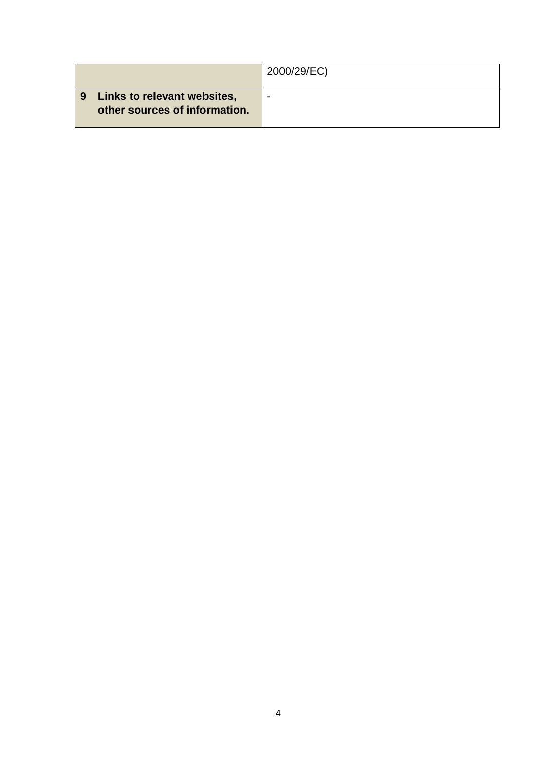| | | |
|---|---|---|
| | | 2000/29/EC) |
| 9 | **Links to relevant websites, other sources of information.** | - |